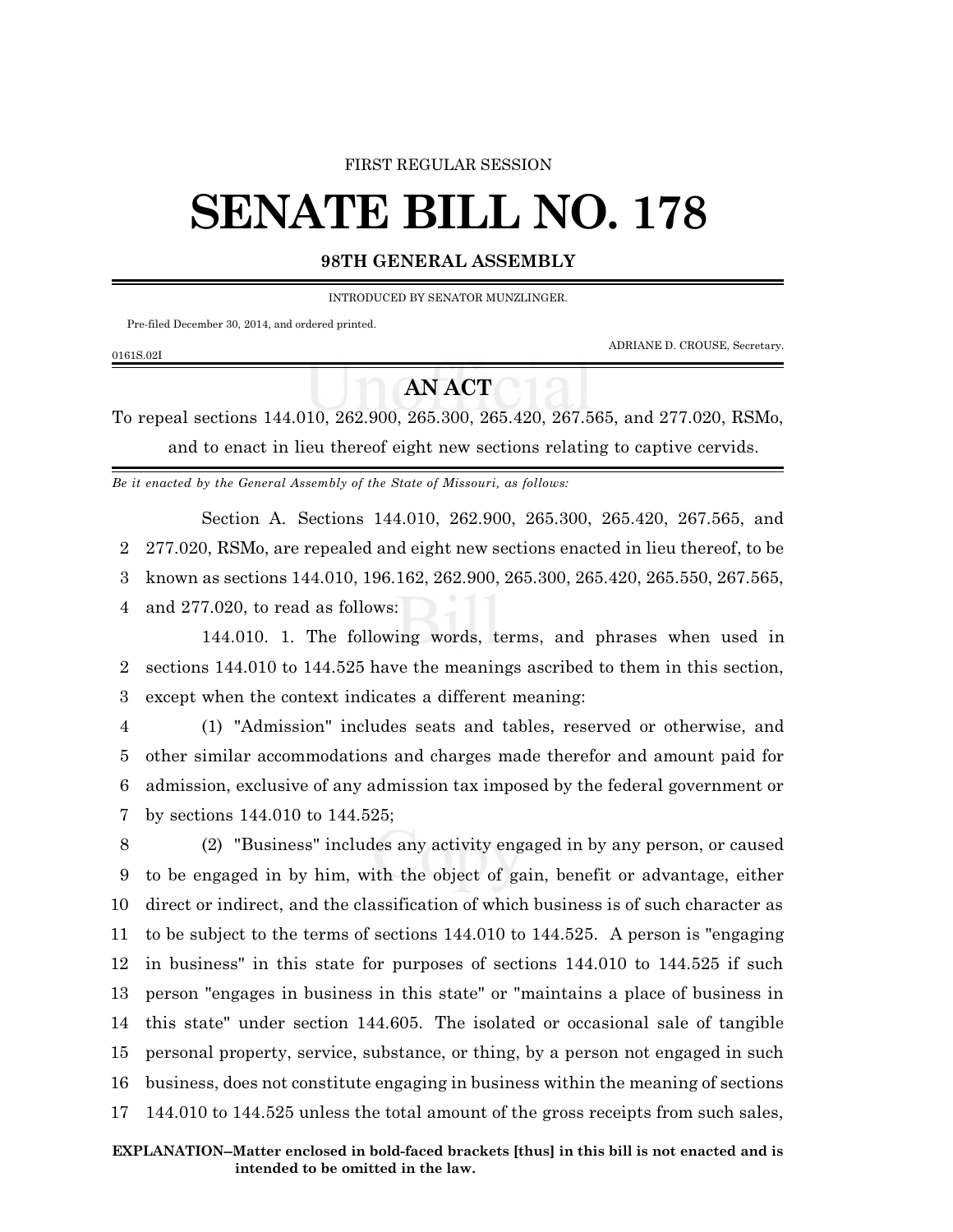FIRST REGULAR SESSION

# SENATE BILL NO. 178

**98TH GENERAL ASSEMBLY**

INTRODUCED BY SENATOR MUNZLINGER.

Pre-filed December 30, 2014, and ordered printed.

ADRIANE D. CROUSE, Secretary.

0161S.02I

## AN ACT

To repeal sections 144.010, 262.900, 265.300, 265.420, 267.565, and 277.020, RSMo, and to enact in lieu thereof eight new sections relating to captive cervids.

*Be it enacted by the General Assembly of the State of Missouri, as follows:*

Section A. Sections 144.010, 262.900, 265.300, 265.420, 267.565, and 277.020, RSMo, are repealed and eight new sections enacted in lieu thereof, to be known as sections 144.010, 196.162, 262.900, 265.300, 265.420, 265.550, 267.565, and 277.020, to read as follows:

144.010. 1. The following words, terms, and phrases when used in sections 144.010 to 144.525 have the meanings ascribed to them in this section, except when the context indicates a different meaning:

(1) "Admission" includes seats and tables, reserved or otherwise, and other similar accommodations and charges made therefor and amount paid for admission, exclusive of any admission tax imposed by the federal government or by sections 144.010 to 144.525;

(2) "Business" includes any activity engaged in by any person, or caused to be engaged in by him, with the object of gain, benefit or advantage, either direct or indirect, and the classification of which business is of such character as to be subject to the terms of sections 144.010 to 144.525. A person is "engaging in business" in this state for purposes of sections 144.010 to 144.525 if such person "engages in business in this state" or "maintains a place of business in this state" under section 144.605. The isolated or occasional sale of tangible personal property, service, substance, or thing, by a person not engaged in such business, does not constitute engaging in business within the meaning of sections 144.010 to 144.525 unless the total amount of the gross receipts from such sales,

**EXPLANATION–Matter enclosed in bold-faced brackets [thus] in this bill is not enacted and is intended to be omitted in the law.**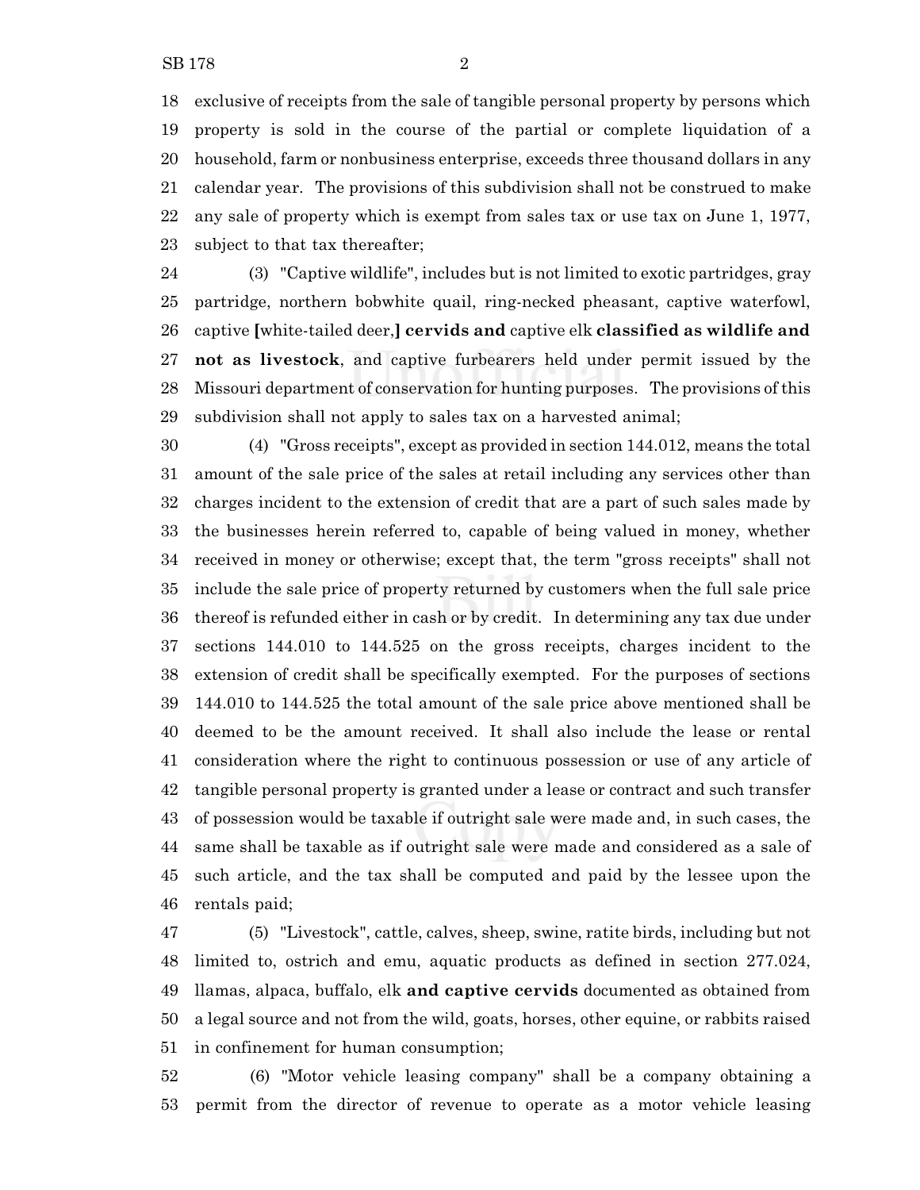exclusive of receipts from the sale of tangible personal property by persons which property is sold in the course of the partial or complete liquidation of a household, farm or nonbusiness enterprise, exceeds three thousand dollars in any calendar year. The provisions of this subdivision shall not be construed to make any sale of property which is exempt from sales tax or use tax on June 1, 1977, subject to that tax thereafter;

(3) "Captive wildlife", includes but is not limited to exotic partridges, gray partridge, northern bobwhite quail, ring-necked pheasant, captive waterfowl, captive **[**white-tailed deer,**]** **cervids and** captive elk **classified as wildlife and not as livestock**, and captive furbearers held under permit issued by the Missouri department of conservation for hunting purposes. The provisions of this subdivision shall not apply to sales tax on a harvested animal;

(4) "Gross receipts", except as provided in section 144.012, means the total amount of the sale price of the sales at retail including any services other than charges incident to the extension of credit that are a part of such sales made by the businesses herein referred to, capable of being valued in money, whether received in money or otherwise; except that, the term "gross receipts" shall not include the sale price of property returned by customers when the full sale price thereof is refunded either in cash or by credit. In determining any tax due under sections 144.010 to 144.525 on the gross receipts, charges incident to the extension of credit shall be specifically exempted. For the purposes of sections 144.010 to 144.525 the total amount of the sale price above mentioned shall be deemed to be the amount received. It shall also include the lease or rental consideration where the right to continuous possession or use of any article of tangible personal property is granted under a lease or contract and such transfer of possession would be taxable if outright sale were made and, in such cases, the same shall be taxable as if outright sale were made and considered as a sale of such article, and the tax shall be computed and paid by the lessee upon the rentals paid;

(5) "Livestock", cattle, calves, sheep, swine, ratite birds, including but not limited to, ostrich and emu, aquatic products as defined in section 277.024, llamas, alpaca, buffalo, elk **and captive cervids** documented as obtained from a legal source and not from the wild, goats, horses, other equine, or rabbits raised in confinement for human consumption;

(6) "Motor vehicle leasing company" shall be a company obtaining a permit from the director of revenue to operate as a motor vehicle leasing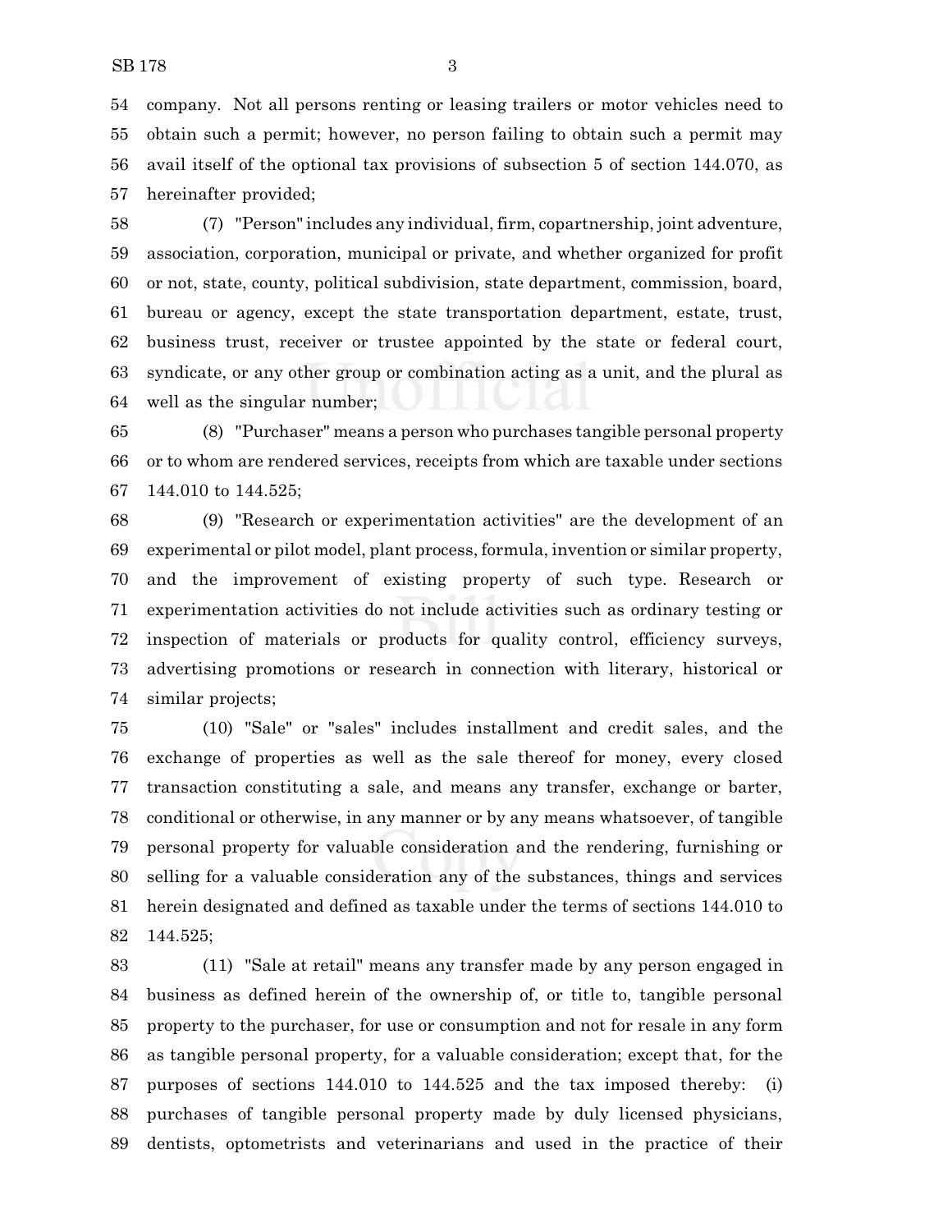company. Not all persons renting or leasing trailers or motor vehicles need to obtain such a permit; however, no person failing to obtain such a permit may avail itself of the optional tax provisions of subsection 5 of section 144.070, as hereinafter provided;

(7) "Person" includes any individual, firm, copartnership, joint adventure, association, corporation, municipal or private, and whether organized for profit or not, state, county, political subdivision, state department, commission, board, bureau or agency, except the state transportation department, estate, trust, business trust, receiver or trustee appointed by the state or federal court, syndicate, or any other group or combination acting as a unit, and the plural as well as the singular number;

(8) "Purchaser" means a person who purchases tangible personal property or to whom are rendered services, receipts from which are taxable under sections 144.010 to 144.525;

(9) "Research or experimentation activities" are the development of an experimental or pilot model, plant process, formula, invention or similar property, and the improvement of existing property of such type. Research or experimentation activities do not include activities such as ordinary testing or inspection of materials or products for quality control, efficiency surveys, advertising promotions or research in connection with literary, historical or similar projects;

(10) "Sale" or "sales" includes installment and credit sales, and the exchange of properties as well as the sale thereof for money, every closed transaction constituting a sale, and means any transfer, exchange or barter, conditional or otherwise, in any manner or by any means whatsoever, of tangible personal property for valuable consideration and the rendering, furnishing or selling for a valuable consideration any of the substances, things and services herein designated and defined as taxable under the terms of sections 144.010 to 144.525;

(11) "Sale at retail" means any transfer made by any person engaged in business as defined herein of the ownership of, or title to, tangible personal property to the purchaser, for use or consumption and not for resale in any form as tangible personal property, for a valuable consideration; except that, for the purposes of sections 144.010 to 144.525 and the tax imposed thereby: (i) purchases of tangible personal property made by duly licensed physicians, dentists, optometrists and veterinarians and used in the practice of their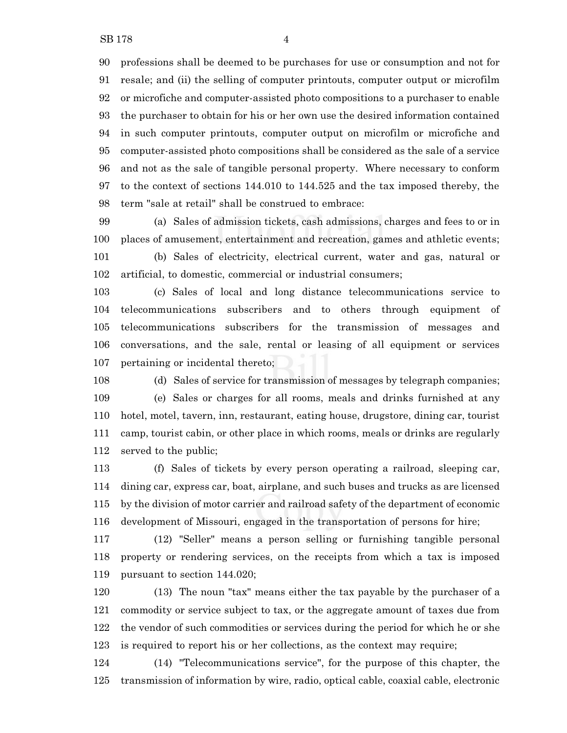professions shall be deemed to be purchases for use or consumption and not for resale; and (ii) the selling of computer printouts, computer output or microfilm or microfiche and computer-assisted photo compositions to a purchaser to enable the purchaser to obtain for his or her own use the desired information contained in such computer printouts, computer output on microfilm or microfiche and computer-assisted photo compositions shall be considered as the sale of a service and not as the sale of tangible personal property. Where necessary to conform to the context of sections 144.010 to 144.525 and the tax imposed thereby, the term "sale at retail" shall be construed to embrace:

(a) Sales of admission tickets, cash admissions, charges and fees to or in places of amusement, entertainment and recreation, games and athletic events;

(b) Sales of electricity, electrical current, water and gas, natural or artificial, to domestic, commercial or industrial consumers;

(c) Sales of local and long distance telecommunications service to telecommunications subscribers and to others through equipment of telecommunications subscribers for the transmission of messages and conversations, and the sale, rental or leasing of all equipment or services pertaining or incidental thereto;

(d) Sales of service for transmission of messages by telegraph companies;

(e) Sales or charges for all rooms, meals and drinks furnished at any hotel, motel, tavern, inn, restaurant, eating house, drugstore, dining car, tourist camp, tourist cabin, or other place in which rooms, meals or drinks are regularly served to the public;

(f) Sales of tickets by every person operating a railroad, sleeping car, dining car, express car, boat, airplane, and such buses and trucks as are licensed by the division of motor carrier and railroad safety of the department of economic development of Missouri, engaged in the transportation of persons for hire;

(12) "Seller" means a person selling or furnishing tangible personal property or rendering services, on the receipts from which a tax is imposed pursuant to section 144.020;

(13) The noun "tax" means either the tax payable by the purchaser of a commodity or service subject to tax, or the aggregate amount of taxes due from the vendor of such commodities or services during the period for which he or she is required to report his or her collections, as the context may require;

(14) "Telecommunications service", for the purpose of this chapter, the transmission of information by wire, radio, optical cable, coaxial cable, electronic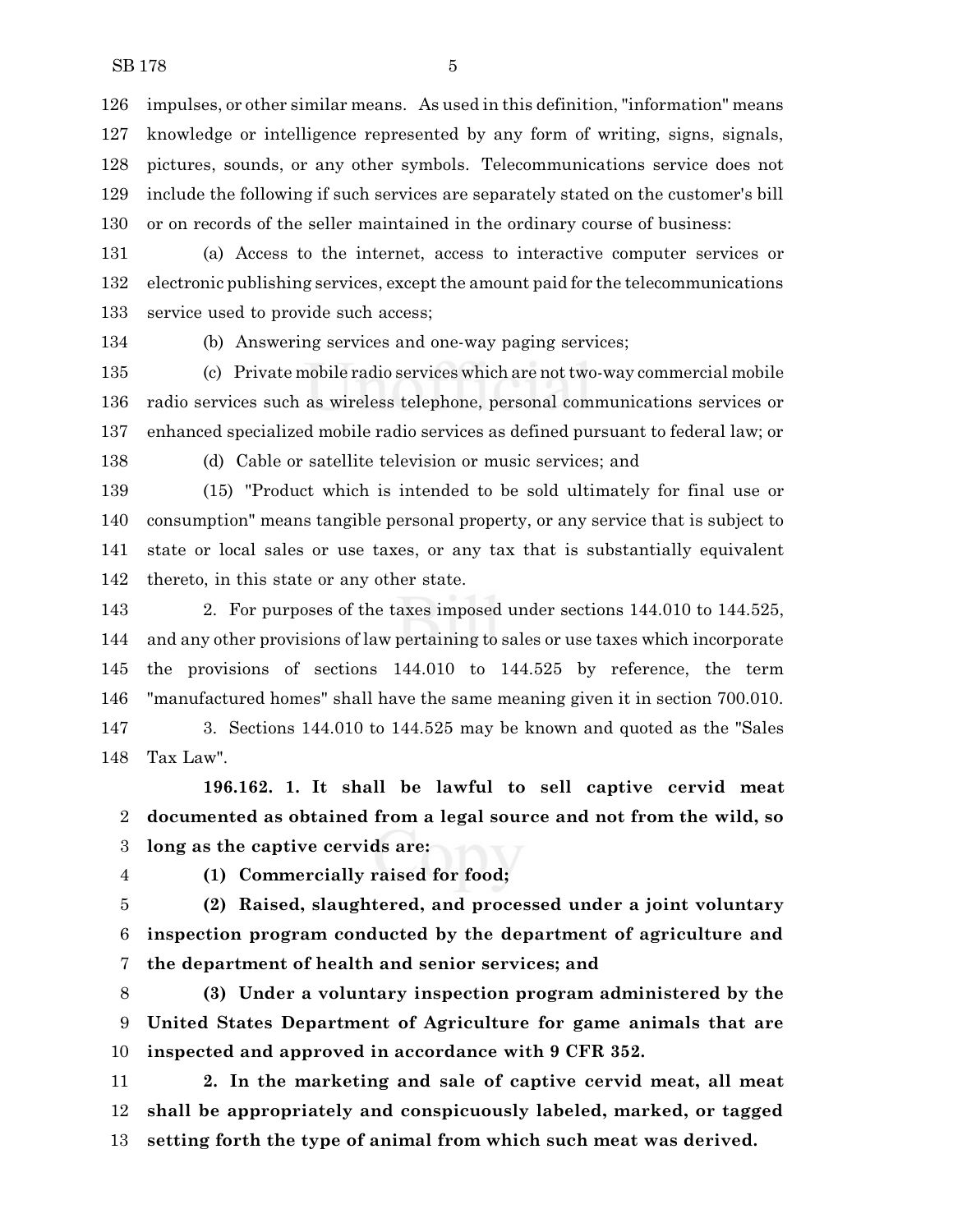impulses, or other similar means. As used in this definition, "information" means knowledge or intelligence represented by any form of writing, signs, signals, pictures, sounds, or any other symbols. Telecommunications service does not include the following if such services are separately stated on the customer's bill or on records of the seller maintained in the ordinary course of business:

(a) Access to the internet, access to interactive computer services or electronic publishing services, except the amount paid for the telecommunications service used to provide such access;

(b) Answering services and one-way paging services;

(c) Private mobile radio services which are not two-way commercial mobile radio services such as wireless telephone, personal communications services or enhanced specialized mobile radio services as defined pursuant to federal law; or

(d) Cable or satellite television or music services; and

(15) "Product which is intended to be sold ultimately for final use or consumption" means tangible personal property, or any service that is subject to state or local sales or use taxes, or any tax that is substantially equivalent thereto, in this state or any other state.

2. For purposes of the taxes imposed under sections 144.010 to 144.525, and any other provisions of law pertaining to sales or use taxes which incorporate the provisions of sections 144.010 to 144.525 by reference, the term "manufactured homes" shall have the same meaning given it in section 700.010.

3. Sections 144.010 to 144.525 may be known and quoted as the "Sales Tax Law".

**196.162. 1. It shall be lawful to sell captive cervid meat documented as obtained from a legal source and not from the wild, so long as the captive cervids are:**

**(1) Commercially raised for food;**

**(2) Raised, slaughtered, and processed under a joint voluntary inspection program conducted by the department of agriculture and the department of health and senior services; and**

**(3) Under a voluntary inspection program administered by the United States Department of Agriculture for game animals that are inspected and approved in accordance with 9 CFR 352.**

**2. In the marketing and sale of captive cervid meat, all meat shall be appropriately and conspicuously labeled, marked, or tagged setting forth the type of animal from which such meat was derived.**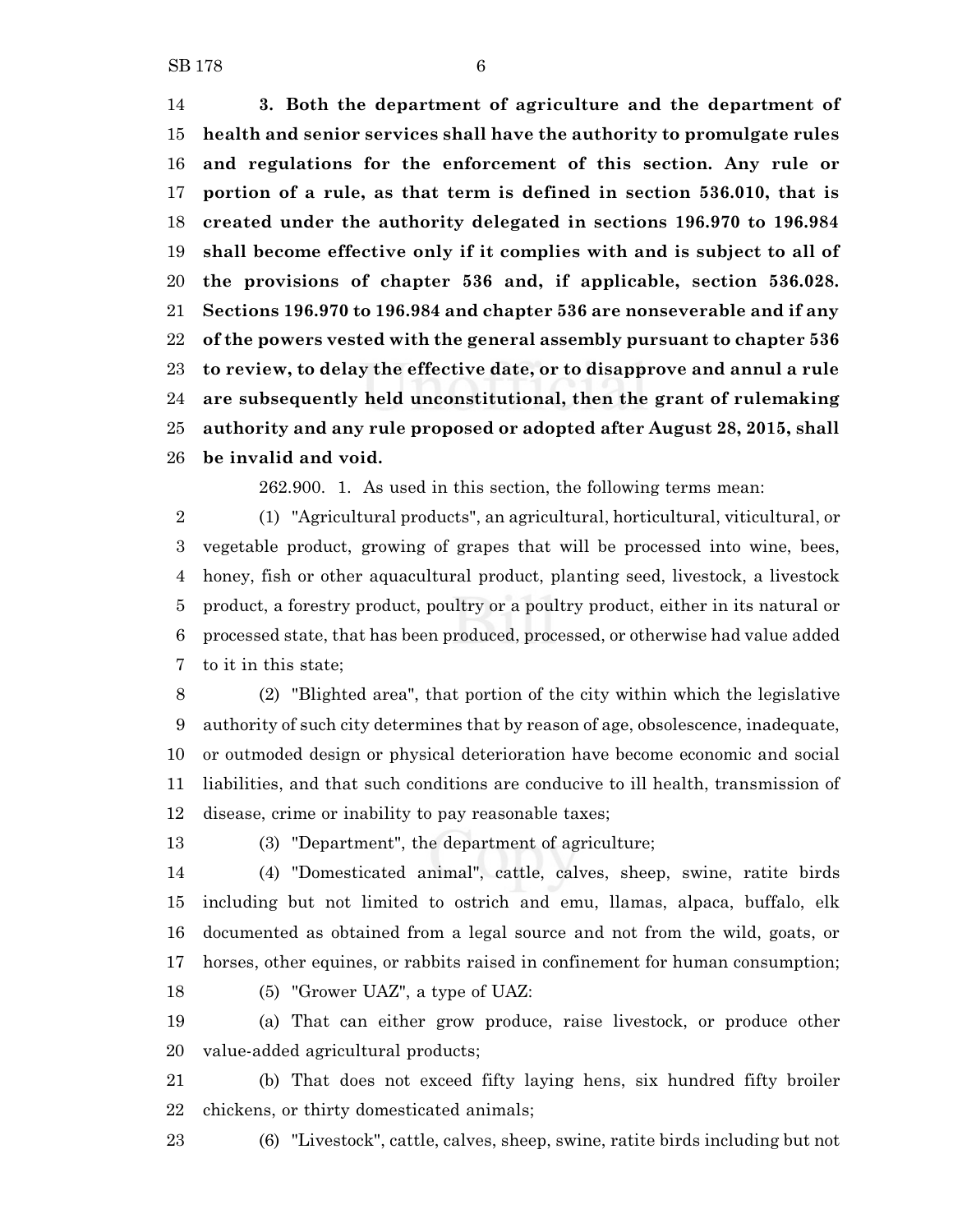**3. Both the department of agriculture and the department of health and senior services shall have the authority to promulgate rules and regulations for the enforcement of this section. Any rule or portion of a rule, as that term is defined in section 536.010, that is created under the authority delegated in sections 196.970 to 196.984 shall become effective only if it complies with and is subject to all of the provisions of chapter 536 and, if applicable, section 536.028. Sections 196.970 to 196.984 and chapter 536 are nonseverable and if any of the powers vested with the general assembly pursuant to chapter 536 to review, to delay the effective date, or to disapprove and annul a rule are subsequently held unconstitutional, then the grant of rulemaking authority and any rule proposed or adopted after August 28, 2015, shall be invalid and void.**

262.900. 1. As used in this section, the following terms mean:

(1) "Agricultural products", an agricultural, horticultural, viticultural, or vegetable product, growing of grapes that will be processed into wine, bees, honey, fish or other aquacultural product, planting seed, livestock, a livestock product, a forestry product, poultry or a poultry product, either in its natural or processed state, that has been produced, processed, or otherwise had value added to it in this state;

(2) "Blighted area", that portion of the city within which the legislative authority of such city determines that by reason of age, obsolescence, inadequate, or outmoded design or physical deterioration have become economic and social liabilities, and that such conditions are conducive to ill health, transmission of disease, crime or inability to pay reasonable taxes;

(3) "Department", the department of agriculture;

(4) "Domesticated animal", cattle, calves, sheep, swine, ratite birds including but not limited to ostrich and emu, llamas, alpaca, buffalo, elk documented as obtained from a legal source and not from the wild, goats, or horses, other equines, or rabbits raised in confinement for human consumption;

(5) "Grower UAZ", a type of UAZ:

(a) That can either grow produce, raise livestock, or produce other value-added agricultural products;

(b) That does not exceed fifty laying hens, six hundred fifty broiler chickens, or thirty domesticated animals;

(6) "Livestock", cattle, calves, sheep, swine, ratite birds including but not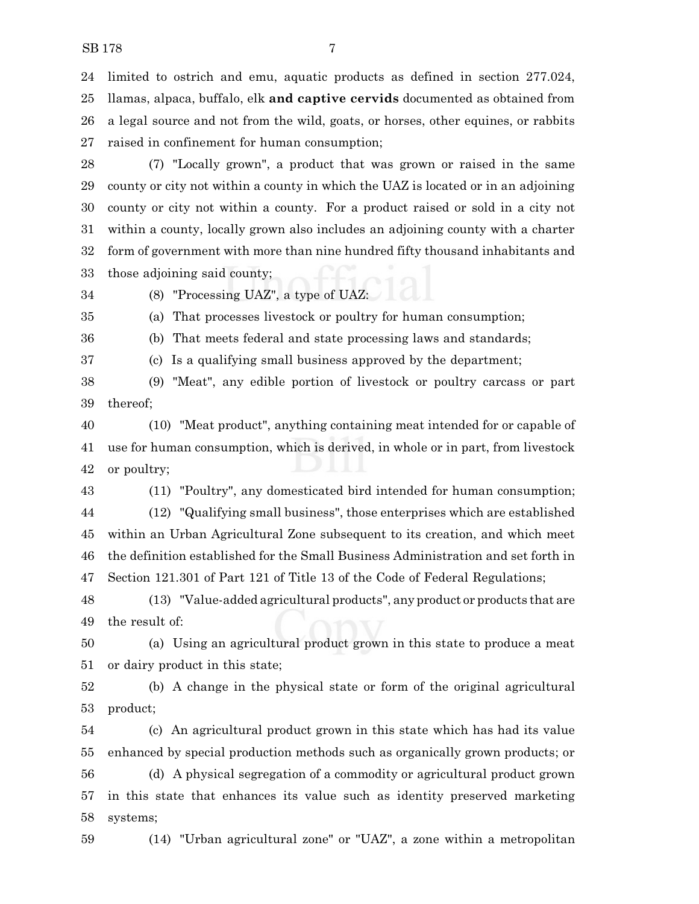limited to ostrich and emu, aquatic products as defined in section 277.024, llamas, alpaca, buffalo, elk **and captive cervids** documented as obtained from a legal source and not from the wild, goats, or horses, other equines, or rabbits raised in confinement for human consumption;

(7) "Locally grown", a product that was grown or raised in the same county or city not within a county in which the UAZ is located or in an adjoining county or city not within a county. For a product raised or sold in a city not within a county, locally grown also includes an adjoining county with a charter form of government with more than nine hundred fifty thousand inhabitants and those adjoining said county;

(8) "Processing UAZ", a type of UAZ:

(a) That processes livestock or poultry for human consumption;

(b) That meets federal and state processing laws and standards;

(c) Is a qualifying small business approved by the department;

(9) "Meat", any edible portion of livestock or poultry carcass or part thereof;

(10) "Meat product", anything containing meat intended for or capable of use for human consumption, which is derived, in whole or in part, from livestock or poultry;

(11) "Poultry", any domesticated bird intended for human consumption;

(12) "Qualifying small business", those enterprises which are established within an Urban Agricultural Zone subsequent to its creation, and which meet the definition established for the Small Business Administration and set forth in Section 121.301 of Part 121 of Title 13 of the Code of Federal Regulations;

(13) "Value-added agricultural products", any product or products that are the result of:

(a) Using an agricultural product grown in this state to produce a meat or dairy product in this state;

(b) A change in the physical state or form of the original agricultural product;

(c) An agricultural product grown in this state which has had its value enhanced by special production methods such as organically grown products; or

(d) A physical segregation of a commodity or agricultural product grown in this state that enhances its value such as identity preserved marketing systems;

(14) "Urban agricultural zone" or "UAZ", a zone within a metropolitan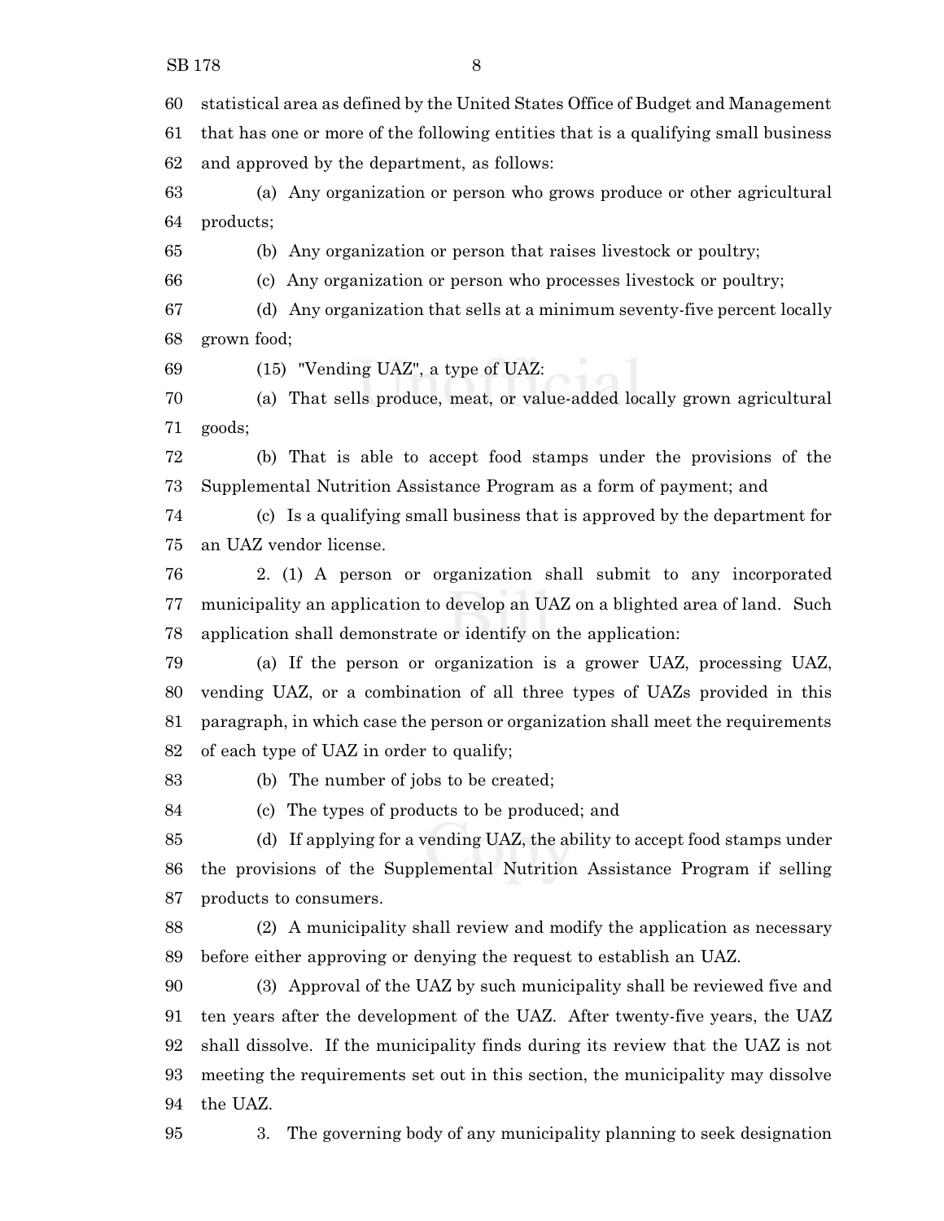statistical area as defined by the United States Office of Budget and Management that has one or more of the following entities that is a qualifying small business and approved by the department, as follows:

(a) Any organization or person who grows produce or other agricultural products;

(b) Any organization or person that raises livestock or poultry;

(c) Any organization or person who processes livestock or poultry;

(d) Any organization that sells at a minimum seventy-five percent locally grown food;

(15) "Vending UAZ", a type of UAZ:

(a) That sells produce, meat, or value-added locally grown agricultural goods;

(b) That is able to accept food stamps under the provisions of the Supplemental Nutrition Assistance Program as a form of payment; and

(c) Is a qualifying small business that is approved by the department for an UAZ vendor license.

2. (1) A person or organization shall submit to any incorporated municipality an application to develop an UAZ on a blighted area of land. Such application shall demonstrate or identify on the application:

(a) If the person or organization is a grower UAZ, processing UAZ, vending UAZ, or a combination of all three types of UAZs provided in this paragraph, in which case the person or organization shall meet the requirements of each type of UAZ in order to qualify;

(b) The number of jobs to be created;

(c) The types of products to be produced; and

(d) If applying for a vending UAZ, the ability to accept food stamps under the provisions of the Supplemental Nutrition Assistance Program if selling products to consumers.

(2) A municipality shall review and modify the application as necessary before either approving or denying the request to establish an UAZ.

(3) Approval of the UAZ by such municipality shall be reviewed five and ten years after the development of the UAZ. After twenty-five years, the UAZ shall dissolve. If the municipality finds during its review that the UAZ is not meeting the requirements set out in this section, the municipality may dissolve the UAZ.

3. The governing body of any municipality planning to seek designation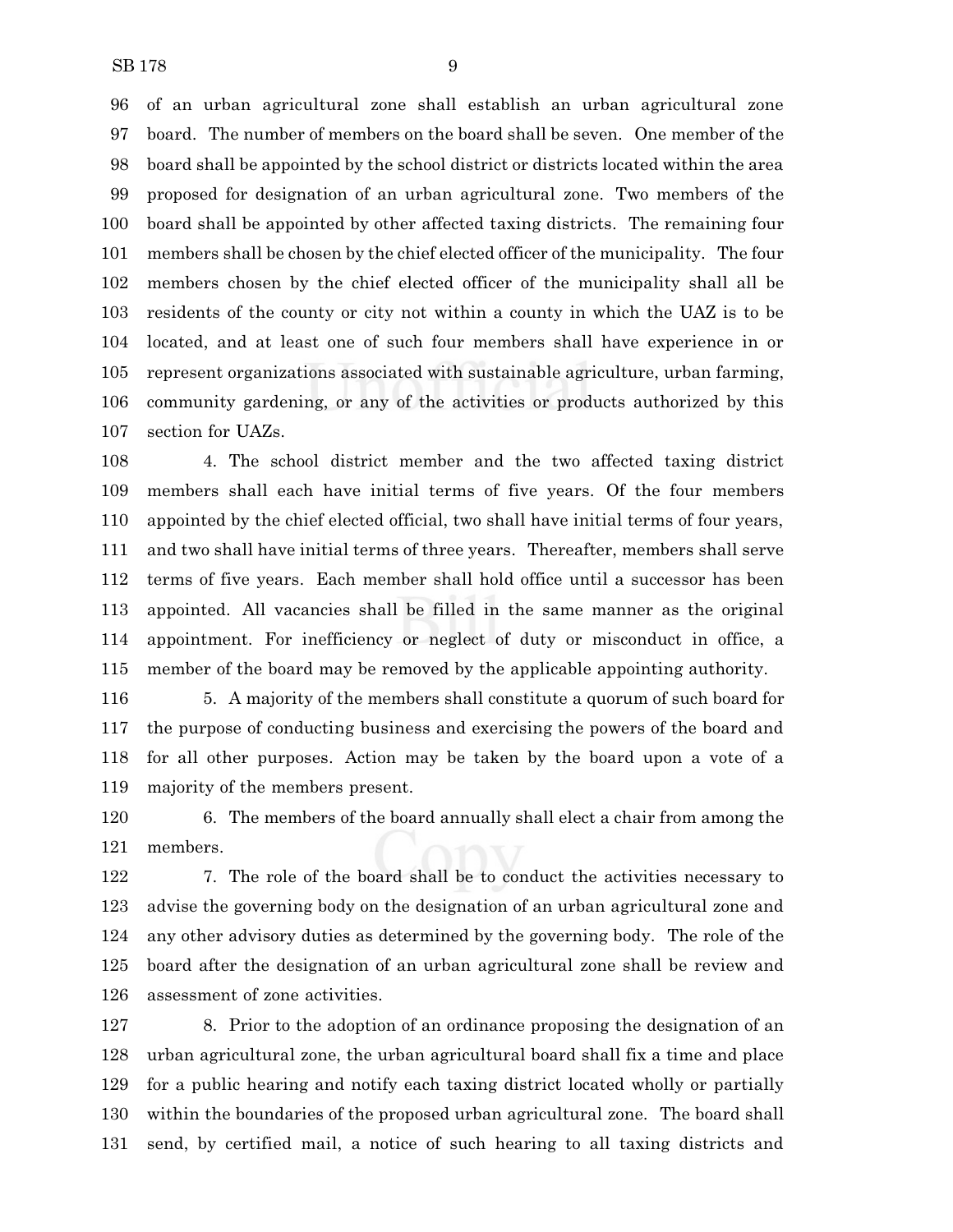of an urban agricultural zone shall establish an urban agricultural zone board. The number of members on the board shall be seven. One member of the board shall be appointed by the school district or districts located within the area proposed for designation of an urban agricultural zone. Two members of the board shall be appointed by other affected taxing districts. The remaining four members shall be chosen by the chief elected officer of the municipality. The four members chosen by the chief elected officer of the municipality shall all be residents of the county or city not within a county in which the UAZ is to be located, and at least one of such four members shall have experience in or represent organizations associated with sustainable agriculture, urban farming, community gardening, or any of the activities or products authorized by this section for UAZs.

4. The school district member and the two affected taxing district members shall each have initial terms of five years. Of the four members appointed by the chief elected official, two shall have initial terms of four years, and two shall have initial terms of three years. Thereafter, members shall serve terms of five years. Each member shall hold office until a successor has been appointed. All vacancies shall be filled in the same manner as the original appointment. For inefficiency or neglect of duty or misconduct in office, a member of the board may be removed by the applicable appointing authority.

5. A majority of the members shall constitute a quorum of such board for the purpose of conducting business and exercising the powers of the board and for all other purposes. Action may be taken by the board upon a vote of a majority of the members present.

6. The members of the board annually shall elect a chair from among the members.

7. The role of the board shall be to conduct the activities necessary to advise the governing body on the designation of an urban agricultural zone and any other advisory duties as determined by the governing body. The role of the board after the designation of an urban agricultural zone shall be review and assessment of zone activities.

8. Prior to the adoption of an ordinance proposing the designation of an urban agricultural zone, the urban agricultural board shall fix a time and place for a public hearing and notify each taxing district located wholly or partially within the boundaries of the proposed urban agricultural zone. The board shall send, by certified mail, a notice of such hearing to all taxing districts and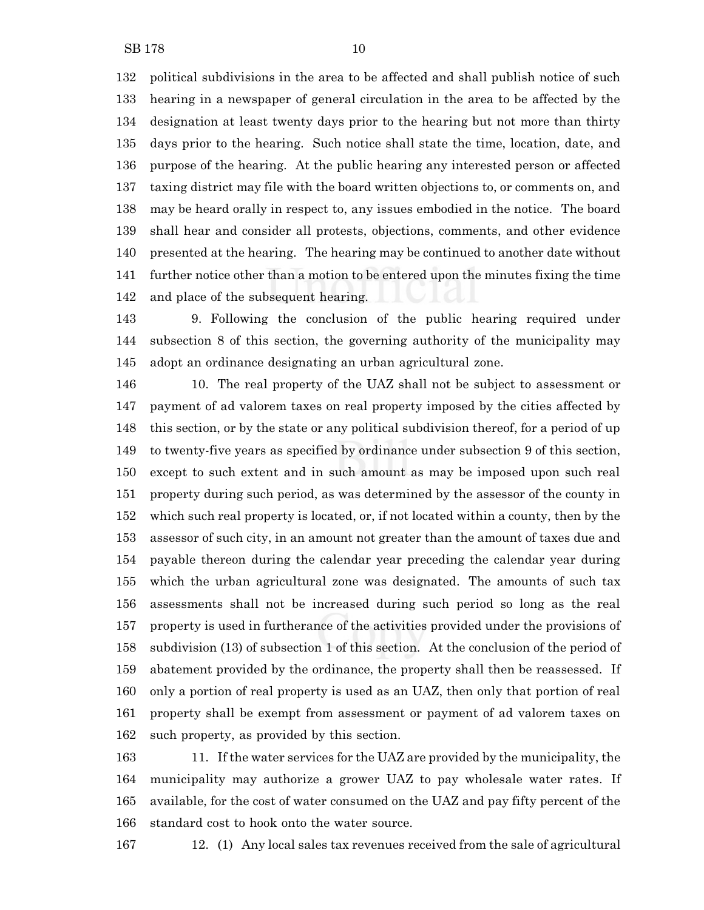political subdivisions in the area to be affected and shall publish notice of such hearing in a newspaper of general circulation in the area to be affected by the designation at least twenty days prior to the hearing but not more than thirty days prior to the hearing. Such notice shall state the time, location, date, and purpose of the hearing. At the public hearing any interested person or affected taxing district may file with the board written objections to, or comments on, and may be heard orally in respect to, any issues embodied in the notice. The board shall hear and consider all protests, objections, comments, and other evidence presented at the hearing. The hearing may be continued to another date without further notice other than a motion to be entered upon the minutes fixing the time and place of the subsequent hearing.

9. Following the conclusion of the public hearing required under subsection 8 of this section, the governing authority of the municipality may adopt an ordinance designating an urban agricultural zone.

10. The real property of the UAZ shall not be subject to assessment or payment of ad valorem taxes on real property imposed by the cities affected by this section, or by the state or any political subdivision thereof, for a period of up to twenty-five years as specified by ordinance under subsection 9 of this section, except to such extent and in such amount as may be imposed upon such real property during such period, as was determined by the assessor of the county in which such real property is located, or, if not located within a county, then by the assessor of such city, in an amount not greater than the amount of taxes due and payable thereon during the calendar year preceding the calendar year during which the urban agricultural zone was designated. The amounts of such tax assessments shall not be increased during such period so long as the real property is used in furtherance of the activities provided under the provisions of subdivision (13) of subsection 1 of this section. At the conclusion of the period of abatement provided by the ordinance, the property shall then be reassessed. If only a portion of real property is used as an UAZ, then only that portion of real property shall be exempt from assessment or payment of ad valorem taxes on such property, as provided by this section.

11. If the water services for the UAZ are provided by the municipality, the municipality may authorize a grower UAZ to pay wholesale water rates. If available, for the cost of water consumed on the UAZ and pay fifty percent of the standard cost to hook onto the water source.

12. (1) Any local sales tax revenues received from the sale of agricultural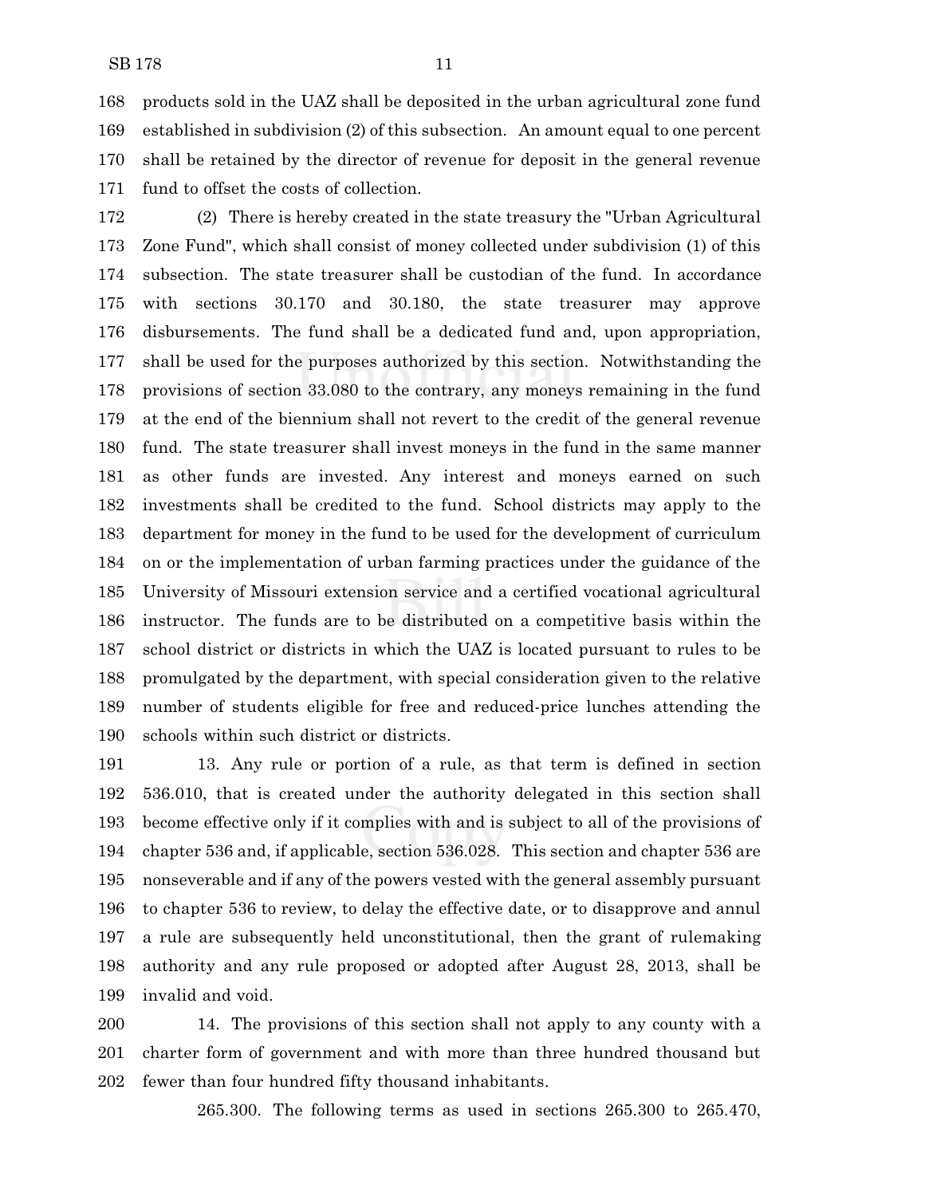products sold in the UAZ shall be deposited in the urban agricultural zone fund established in subdivision (2) of this subsection. An amount equal to one percent shall be retained by the director of revenue for deposit in the general revenue fund to offset the costs of collection.

(2) There is hereby created in the state treasury the "Urban Agricultural Zone Fund", which shall consist of money collected under subdivision (1) of this subsection. The state treasurer shall be custodian of the fund. In accordance with sections 30.170 and 30.180, the state treasurer may approve disbursements. The fund shall be a dedicated fund and, upon appropriation, shall be used for the purposes authorized by this section. Notwithstanding the provisions of section 33.080 to the contrary, any moneys remaining in the fund at the end of the biennium shall not revert to the credit of the general revenue fund. The state treasurer shall invest moneys in the fund in the same manner as other funds are invested. Any interest and moneys earned on such investments shall be credited to the fund. School districts may apply to the department for money in the fund to be used for the development of curriculum on or the implementation of urban farming practices under the guidance of the University of Missouri extension service and a certified vocational agricultural instructor. The funds are to be distributed on a competitive basis within the school district or districts in which the UAZ is located pursuant to rules to be promulgated by the department, with special consideration given to the relative number of students eligible for free and reduced-price lunches attending the schools within such district or districts.

13. Any rule or portion of a rule, as that term is defined in section 536.010, that is created under the authority delegated in this section shall become effective only if it complies with and is subject to all of the provisions of chapter 536 and, if applicable, section 536.028. This section and chapter 536 are nonseverable and if any of the powers vested with the general assembly pursuant to chapter 536 to review, to delay the effective date, or to disapprove and annul a rule are subsequently held unconstitutional, then the grant of rulemaking authority and any rule proposed or adopted after August 28, 2013, shall be invalid and void.

14. The provisions of this section shall not apply to any county with a charter form of government and with more than three hundred thousand but fewer than four hundred fifty thousand inhabitants.

265.300. The following terms as used in sections 265.300 to 265.470,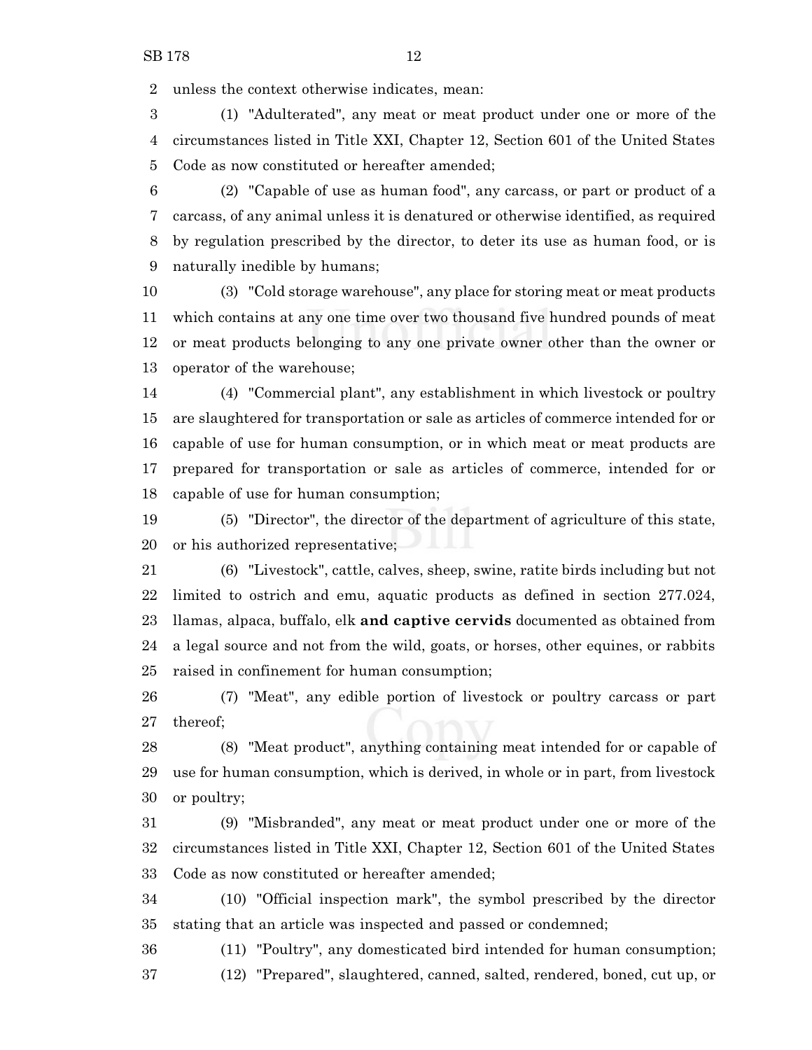unless the context otherwise indicates, mean:

(1) "Adulterated", any meat or meat product under one or more of the circumstances listed in Title XXI, Chapter 12, Section 601 of the United States Code as now constituted or hereafter amended;

(2) "Capable of use as human food", any carcass, or part or product of a carcass, of any animal unless it is denatured or otherwise identified, as required by regulation prescribed by the director, to deter its use as human food, or is naturally inedible by humans;

(3) "Cold storage warehouse", any place for storing meat or meat products which contains at any one time over two thousand five hundred pounds of meat or meat products belonging to any one private owner other than the owner or operator of the warehouse;

(4) "Commercial plant", any establishment in which livestock or poultry are slaughtered for transportation or sale as articles of commerce intended for or capable of use for human consumption, or in which meat or meat products are prepared for transportation or sale as articles of commerce, intended for or capable of use for human consumption;

(5) "Director", the director of the department of agriculture of this state, or his authorized representative;

(6) "Livestock", cattle, calves, sheep, swine, ratite birds including but not limited to ostrich and emu, aquatic products as defined in section 277.024, llamas, alpaca, buffalo, elk **and captive cervids** documented as obtained from a legal source and not from the wild, goats, or horses, other equines, or rabbits raised in confinement for human consumption;

(7) "Meat", any edible portion of livestock or poultry carcass or part thereof;

(8) "Meat product", anything containing meat intended for or capable of use for human consumption, which is derived, in whole or in part, from livestock or poultry;

(9) "Misbranded", any meat or meat product under one or more of the circumstances listed in Title XXI, Chapter 12, Section 601 of the United States Code as now constituted or hereafter amended;

(10) "Official inspection mark", the symbol prescribed by the director stating that an article was inspected and passed or condemned;

(11) "Poultry", any domesticated bird intended for human consumption;

(12) "Prepared", slaughtered, canned, salted, rendered, boned, cut up, or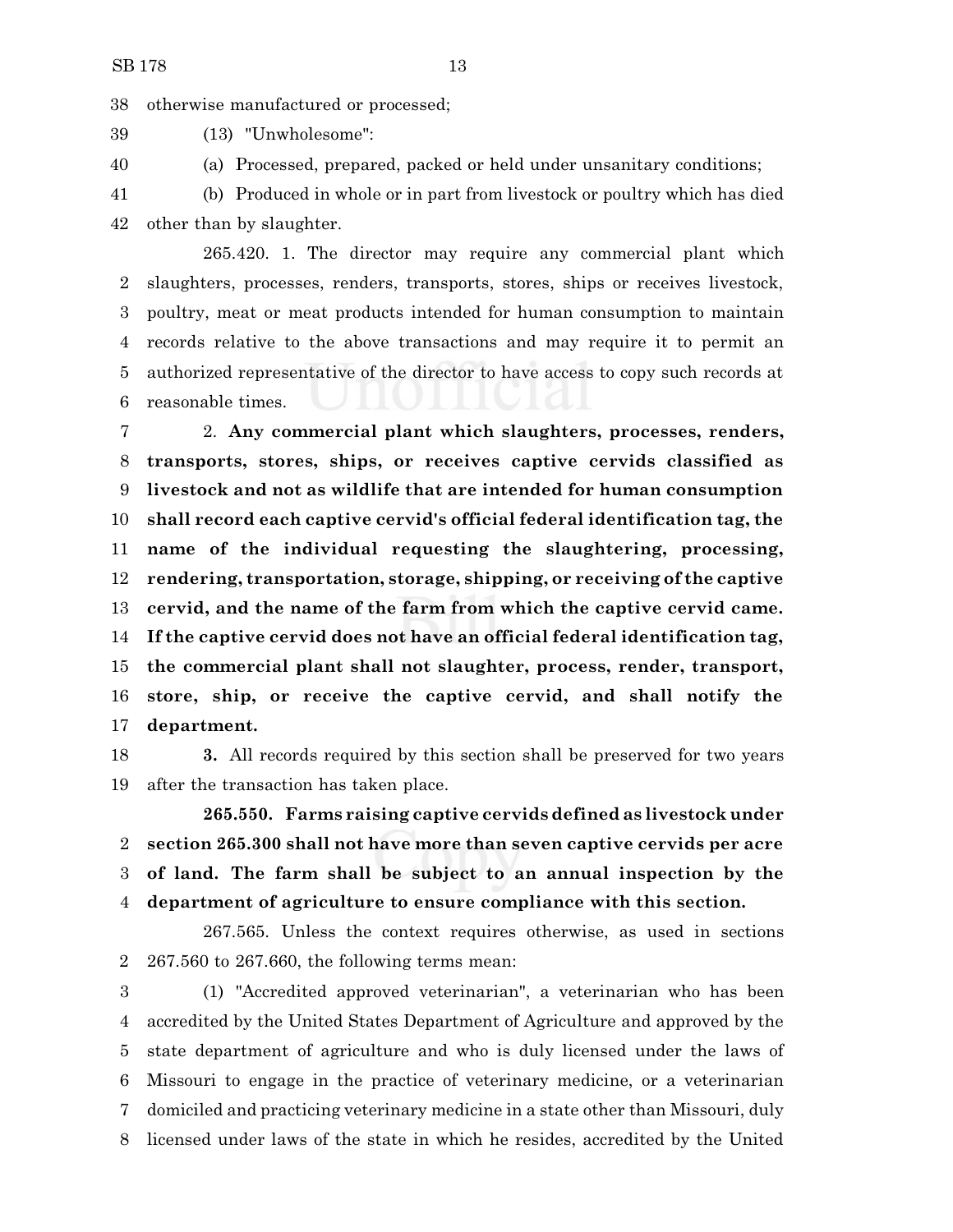otherwise manufactured or processed;

(13) "Unwholesome":

(a) Processed, prepared, packed or held under unsanitary conditions;

(b) Produced in whole or in part from livestock or poultry which has died other than by slaughter.

265.420. 1. The director may require any commercial plant which slaughters, processes, renders, transports, stores, ships or receives livestock, poultry, meat or meat products intended for human consumption to maintain records relative to the above transactions and may require it to permit an authorized representative of the director to have access to copy such records at reasonable times.

2. **Any commercial plant which slaughters, processes, renders, transports, stores, ships, or receives captive cervids classified as livestock and not as wildlife that are intended for human consumption shall record each captive cervid's official federal identification tag, the name of the individual requesting the slaughtering, processing, rendering, transportation, storage, shipping, or receiving of the captive cervid, and the name of the farm from which the captive cervid came. If the captive cervid does not have an official federal identification tag, the commercial plant shall not slaughter, process, render, transport, store, ship, or receive the captive cervid, and shall notify the department.**

**3.** All records required by this section shall be preserved for two years after the transaction has taken place.

**265.550. Farms raising captive cervids defined as livestock under section 265.300 shall not have more than seven captive cervids per acre of land. The farm shall be subject to an annual inspection by the department of agriculture to ensure compliance with this section.**

267.565. Unless the context requires otherwise, as used in sections 267.560 to 267.660, the following terms mean:

(1) "Accredited approved veterinarian", a veterinarian who has been accredited by the United States Department of Agriculture and approved by the state department of agriculture and who is duly licensed under the laws of Missouri to engage in the practice of veterinary medicine, or a veterinarian domiciled and practicing veterinary medicine in a state other than Missouri, duly licensed under laws of the state in which he resides, accredited by the United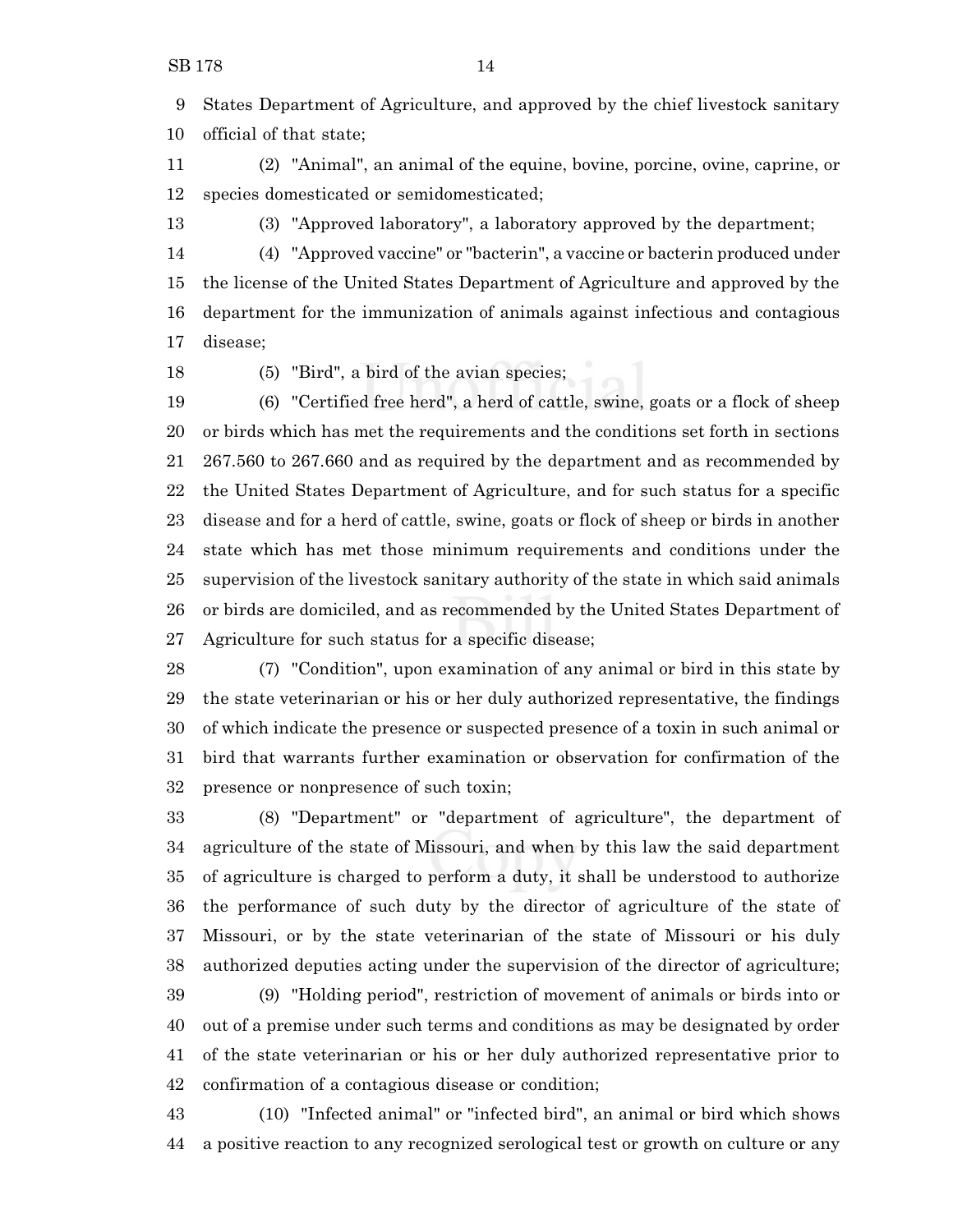States Department of Agriculture, and approved by the chief livestock sanitary official of that state;

(2) "Animal", an animal of the equine, bovine, porcine, ovine, caprine, or species domesticated or semidomesticated;

(3) "Approved laboratory", a laboratory approved by the department;

(4) "Approved vaccine" or "bacterin", a vaccine or bacterin produced under the license of the United States Department of Agriculture and approved by the department for the immunization of animals against infectious and contagious disease;

(5) "Bird", a bird of the avian species;

(6) "Certified free herd", a herd of cattle, swine, goats or a flock of sheep or birds which has met the requirements and the conditions set forth in sections 267.560 to 267.660 and as required by the department and as recommended by the United States Department of Agriculture, and for such status for a specific disease and for a herd of cattle, swine, goats or flock of sheep or birds in another state which has met those minimum requirements and conditions under the supervision of the livestock sanitary authority of the state in which said animals or birds are domiciled, and as recommended by the United States Department of Agriculture for such status for a specific disease;

(7) "Condition", upon examination of any animal or bird in this state by the state veterinarian or his or her duly authorized representative, the findings of which indicate the presence or suspected presence of a toxin in such animal or bird that warrants further examination or observation for confirmation of the presence or nonpresence of such toxin;

(8) "Department" or "department of agriculture", the department of agriculture of the state of Missouri, and when by this law the said department of agriculture is charged to perform a duty, it shall be understood to authorize the performance of such duty by the director of agriculture of the state of Missouri, or by the state veterinarian of the state of Missouri or his duly authorized deputies acting under the supervision of the director of agriculture;

(9) "Holding period", restriction of movement of animals or birds into or out of a premise under such terms and conditions as may be designated by order of the state veterinarian or his or her duly authorized representative prior to confirmation of a contagious disease or condition;

(10) "Infected animal" or "infected bird", an animal or bird which shows a positive reaction to any recognized serological test or growth on culture or any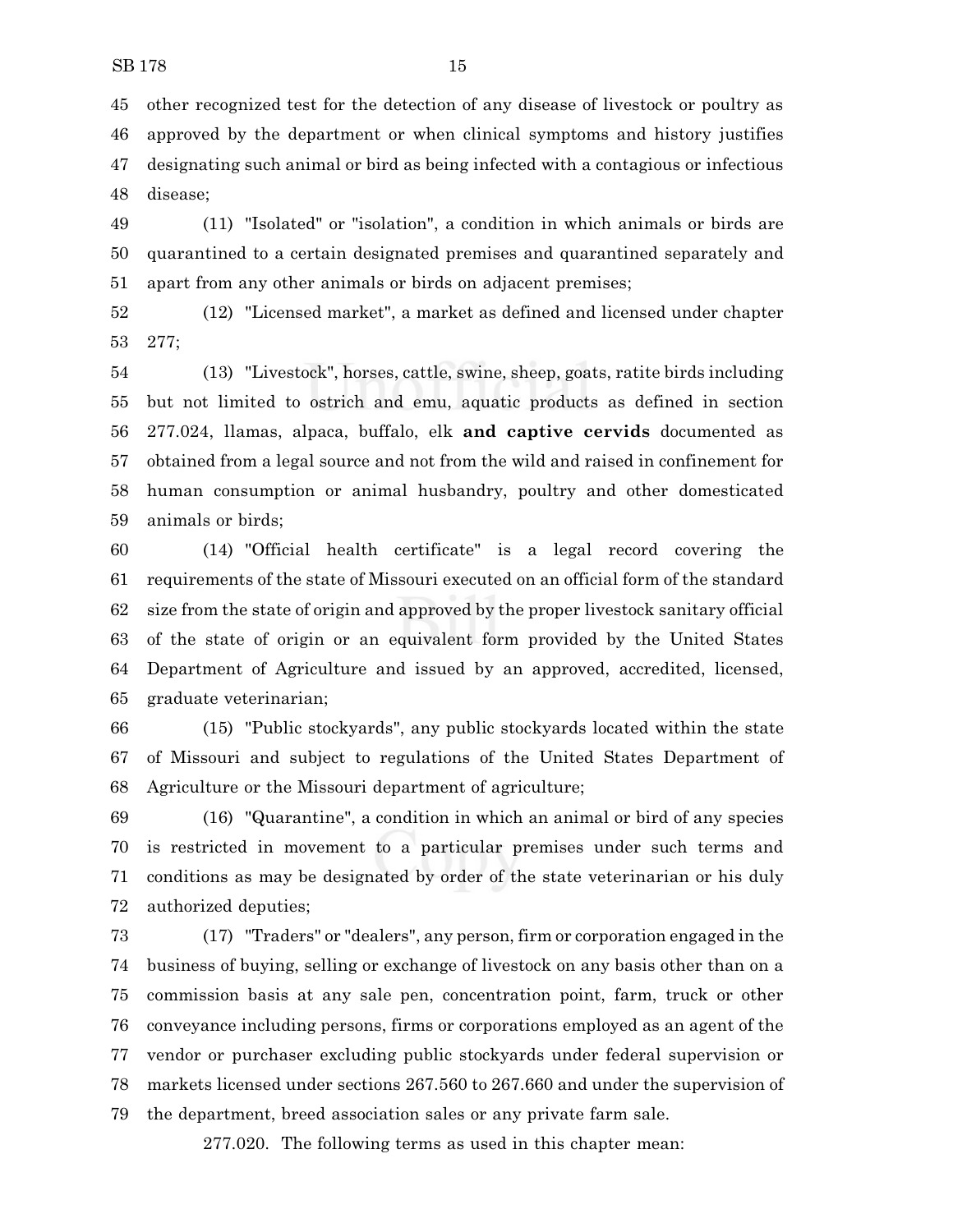other recognized test for the detection of any disease of livestock or poultry as approved by the department or when clinical symptoms and history justifies designating such animal or bird as being infected with a contagious or infectious disease;

(11) "Isolated" or "isolation", a condition in which animals or birds are quarantined to a certain designated premises and quarantined separately and apart from any other animals or birds on adjacent premises;

(12) "Licensed market", a market as defined and licensed under chapter 277;

(13) "Livestock", horses, cattle, swine, sheep, goats, ratite birds including but not limited to ostrich and emu, aquatic products as defined in section 277.024, llamas, alpaca, buffalo, elk **and captive cervids** documented as obtained from a legal source and not from the wild and raised in confinement for human consumption or animal husbandry, poultry and other domesticated animals or birds;

(14) "Official health certificate" is a legal record covering the requirements of the state of Missouri executed on an official form of the standard size from the state of origin and approved by the proper livestock sanitary official of the state of origin or an equivalent form provided by the United States Department of Agriculture and issued by an approved, accredited, licensed, graduate veterinarian;

(15) "Public stockyards", any public stockyards located within the state of Missouri and subject to regulations of the United States Department of Agriculture or the Missouri department of agriculture;

(16) "Quarantine", a condition in which an animal or bird of any species is restricted in movement to a particular premises under such terms and conditions as may be designated by order of the state veterinarian or his duly authorized deputies;

(17) "Traders" or "dealers", any person, firm or corporation engaged in the business of buying, selling or exchange of livestock on any basis other than on a commission basis at any sale pen, concentration point, farm, truck or other conveyance including persons, firms or corporations employed as an agent of the vendor or purchaser excluding public stockyards under federal supervision or markets licensed under sections 267.560 to 267.660 and under the supervision of the department, breed association sales or any private farm sale.

277.020. The following terms as used in this chapter mean: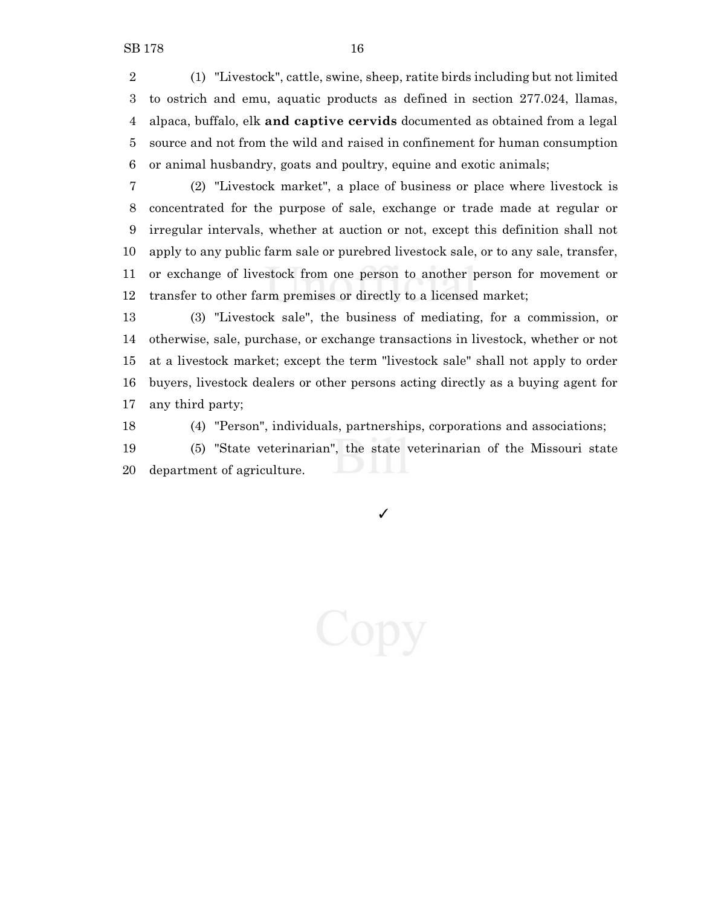(1) "Livestock", cattle, swine, sheep, ratite birds including but not limited to ostrich and emu, aquatic products as defined in section 277.024, llamas, alpaca, buffalo, elk **and captive cervids** documented as obtained from a legal source and not from the wild and raised in confinement for human consumption or animal husbandry, goats and poultry, equine and exotic animals;

(2) "Livestock market", a place of business or place where livestock is concentrated for the purpose of sale, exchange or trade made at regular or irregular intervals, whether at auction or not, except this definition shall not apply to any public farm sale or purebred livestock sale, or to any sale, transfer, or exchange of livestock from one person to another person for movement or transfer to other farm premises or directly to a licensed market;

(3) "Livestock sale", the business of mediating, for a commission, or otherwise, sale, purchase, or exchange transactions in livestock, whether or not at a livestock market; except the term "livestock sale" shall not apply to order buyers, livestock dealers or other persons acting directly as a buying agent for any third party;

(4) "Person", individuals, partnerships, corporations and associations;

(5) "State veterinarian", the state veterinarian of the Missouri state department of agriculture.

✓